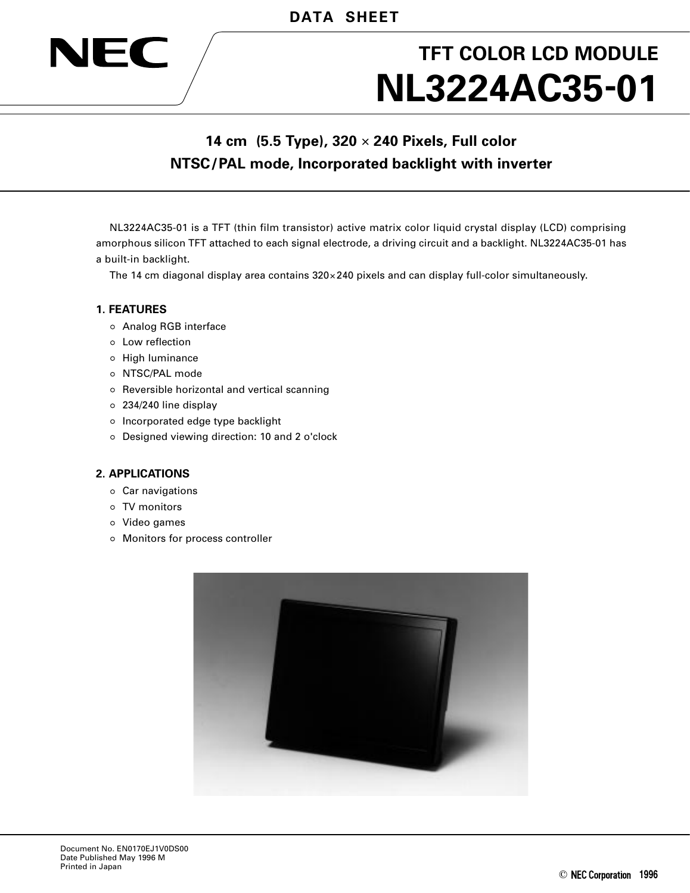DATA SHEET

NEC

# TFT COLOR LCD MODULE
# NL3224AC35-01

## 14 cm (5.5 Type), 320 × 240 Pixels, Full color
## NTSC/PAL mode, Incorporated backlight with inverter

NL3224AC35-01 is a TFT (thin film transistor) active matrix color liquid crystal display (LCD) comprising amorphous silicon TFT attached to each signal electrode, a driving circuit and a backlight. NL3224AC35-01 has a built-in backlight.

The 14 cm diagonal display area contains 320×240 pixels and can display full-color simultaneously.

### 1. FEATURES

- Analog RGB interface
- Low reflection
- High luminance
- NTSC/PAL mode
- Reversible horizontal and vertical scanning
- 234/240 line display
- Incorporated edge type backlight
- Designed viewing direction: 10 and 2 o'clock

### 2. APPLICATIONS

- Car navigations
- TV monitors
- Video games
- Monitors for process controller

Document No. EN0170EJ1V0DS00
Date Published May 1996 M
Printed in Japan

© NEC Corporation 1996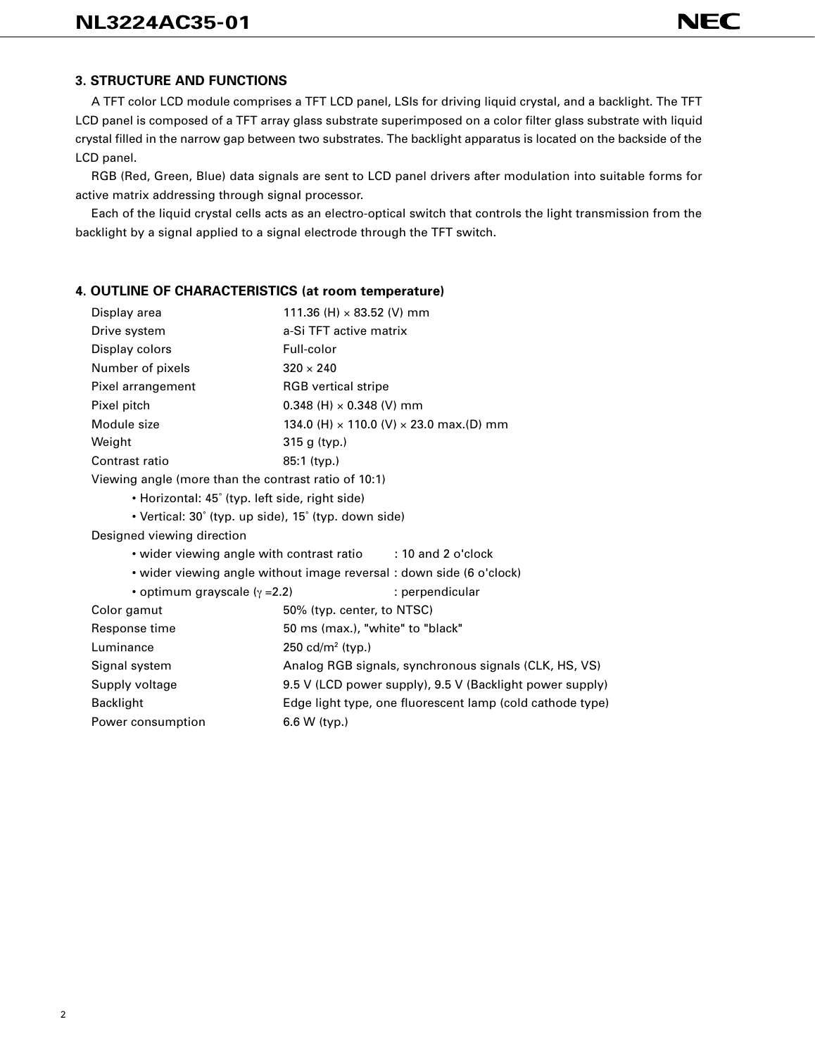## 3. STRUCTURE AND FUNCTIONS

A TFT color LCD module comprises a TFT LCD panel, LSIs for driving liquid crystal, and a backlight. The TFT LCD panel is composed of a TFT array glass substrate superimposed on a color filter glass substrate with liquid crystal filled in the narrow gap between two substrates. The backlight apparatus is located on the backside of the LCD panel.

RGB (Red, Green, Blue) data signals are sent to LCD panel drivers after modulation into suitable forms for active matrix addressing through signal processor.

Each of the liquid crystal cells acts as an electro-optical switch that controls the light transmission from the backlight by a signal applied to a signal electrode through the TFT switch.

## 4. OUTLINE OF CHARACTERISTICS (at room temperature)

| | |
|---|---|
| Display area | 111.36 (H) × 83.52 (V) mm |
| Drive system | a-Si TFT active matrix |
| Display colors | Full-color |
| Number of pixels | 320 × 240 |
| Pixel arrangement | RGB vertical stripe |
| Pixel pitch | 0.348 (H) × 0.348 (V) mm |
| Module size | 134.0 (H) × 110.0 (V) × 23.0 max.(D) mm |
| Weight | 315 g (typ.) |
| Contrast ratio | 85:1 (typ.) |

Viewing angle (more than the contrast ratio of 10:1)

- Horizontal: 45° (typ. left side, right side)
- Vertical: 30° (typ. up side), 15° (typ. down side)

Designed viewing direction

- wider viewing angle with contrast ratio : 10 and 2 o'clock
- wider viewing angle without image reversal : down side (6 o'clock)
- optimum grayscale ($\gamma$ =2.2) : perpendicular

| | |
|---|---|
| Color gamut | 50% (typ. center, to NTSC) |
| Response time | 50 ms (max.), "white" to "black" |
| Luminance | 250 cd/m$^2$ (typ.) |
| Signal system | Analog RGB signals, synchronous signals (CLK, HS, VS) |
| Supply voltage | 9.5 V (LCD power supply), 9.5 V (Backlight power supply) |
| Backlight | Edge light type, one fluorescent lamp (cold cathode type) |
| Power consumption | 6.6 W (typ.) |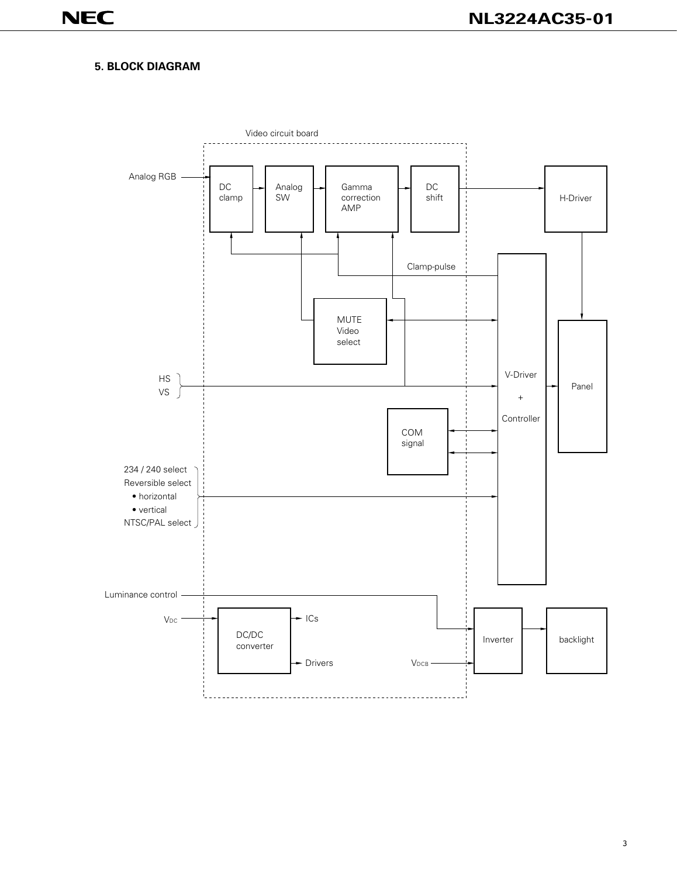## 5. BLOCK DIAGRAM

Video circuit board

Analog RGB

DC clamp

Analog SW

Gamma correction AMP

DC shift

H-Driver

Clamp-pulse

MUTE Video select

V-Driver + Controller

Panel

HS
VS

COM signal

234 / 240 select
Reversible select
- horizontal
- vertical

NTSC/PAL select

Luminance control

$V_{DC}$

DC/DC converter

ICs

Drivers

$V_{DCB}$

Inverter

backlight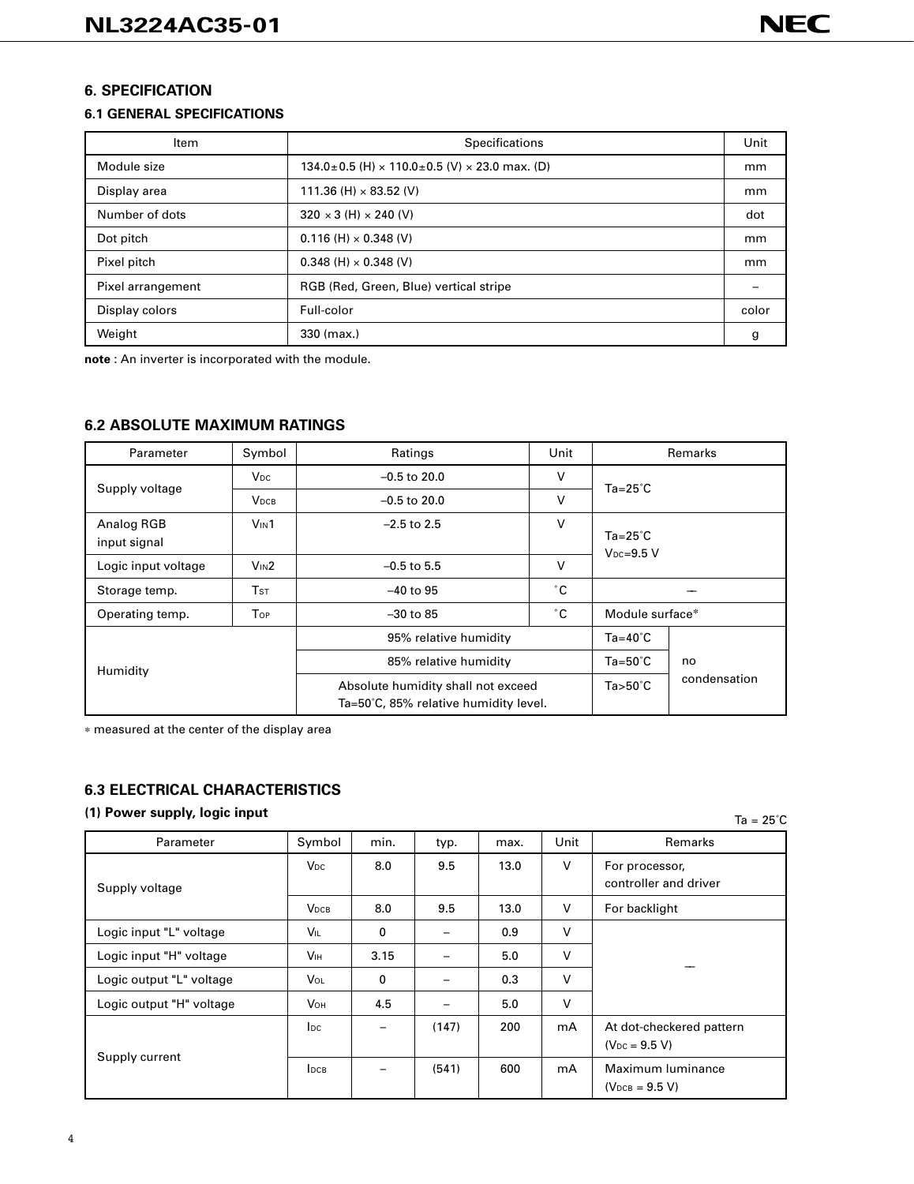## 6. SPECIFICATION

### 6.1 GENERAL SPECIFICATIONS

| Item | Specifications | Unit |
|---|---|---|
| Module size | 134.0±0.5 (H) × 110.0±0.5 (V) × 23.0 max. (D) | mm |
| Display area | 111.36 (H) × 83.52 (V) | mm |
| Number of dots | 320 × 3 (H) × 240 (V) | dot |
| Dot pitch | 0.116 (H) × 0.348 (V) | mm |
| Pixel pitch | 0.348 (H) × 0.348 (V) | mm |
| Pixel arrangement | RGB (Red, Green, Blue) vertical stripe | – |
| Display colors | Full-color | color |
| Weight | 330 (max.) | g |

**note** : An inverter is incorporated with the module.

### 6.2 ABSOLUTE MAXIMUM RATINGS

| Parameter | Symbol | Ratings | Unit | Remarks | |
|---|---|---|---|---|---|
| Supply voltage | $V_{DC}$ | –0.5 to 20.0 | V | Ta=25°C | |
| | $V_{DCB}$ | –0.5 to 20.0 | V | | |
| Analog RGB input signal | $V_{IN}1$ | –2.5 to 2.5 | V | Ta=25°C $V_{DC}$=9.5 V | |
| Logic input voltage | $V_{IN}2$ | –0.5 to 5.5 | V | | |
| Storage temp. | $T_{ST}$ | –40 to 95 | °C | — | |
| Operating temp. | $T_{OP}$ | –30 to 85 | °C | Module surface* | |
| Humidity | | 95% relative humidity | | Ta=40°C | no condensation |
| | | 85% relative humidity | | Ta=50°C | |
| | | Absolute humidity shall not exceed Ta=50°C, 85% relative humidity level. | | Ta>50°C | |

\* measured at the center of the display area

### 6.3 ELECTRICAL CHARACTERISTICS

#### (1) Power supply, logic input

Ta = 25°C

| Parameter | Symbol | min. | typ. | max. | Unit | Remarks |
|---|---|---|---|---|---|---|
| Supply voltage | $V_{DC}$ | 8.0 | 9.5 | 13.0 | V | For processor, controller and driver |
| | $V_{DCB}$ | 8.0 | 9.5 | 13.0 | V | For backlight |
| Logic input "L" voltage | $V_{IL}$ | 0 | – | 0.9 | V | — |
| Logic input "H" voltage | $V_{IH}$ | 3.15 | – | 5.0 | V | |
| Logic output "L" voltage | $V_{OL}$ | 0 | – | 0.3 | V | |
| Logic output "H" voltage | $V_{OH}$ | 4.5 | – | 5.0 | V | |
| Supply current | $I_{DC}$ | – | (147) | 200 | mA | At dot-checkered pattern ($V_{DC}$ = 9.5 V) |
| | $I_{DCB}$ | – | (541) | 600 | mA | Maximum luminance ($V_{DCB}$ = 9.5 V) |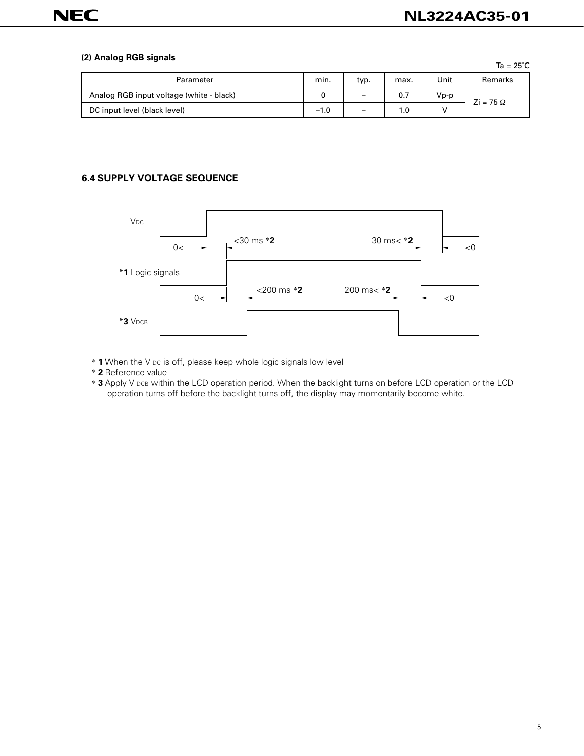### (2) Analog RGB signals

Ta = 25°C

| Parameter | min. | typ. | max. | Unit | Remarks |
|---|---|---|---|---|---|
| Analog RGB input voltage (white - black) | 0 | – | 0.7 | Vp-p | Zi = 75 Ω |
| DC input level (black level) | –1.0 | – | 1.0 | V | |

## 6.4 SUPPLY VOLTAGE SEQUENCE

$V_{DC}$

0< <30 ms *2 30 ms< *2 <0

*1 Logic signals

0< <200 ms *2 200 ms< *2 <0

*3 $V_{DCB}$

* **1** When the $V_{DC}$ is off, please keep whole logic signals low level
* **2** Reference value
* **3** Apply $V_{DCB}$ within the LCD operation period. When the backlight turns on before LCD operation or the LCD operation turns off before the backlight turns off, the display may momentarily become white.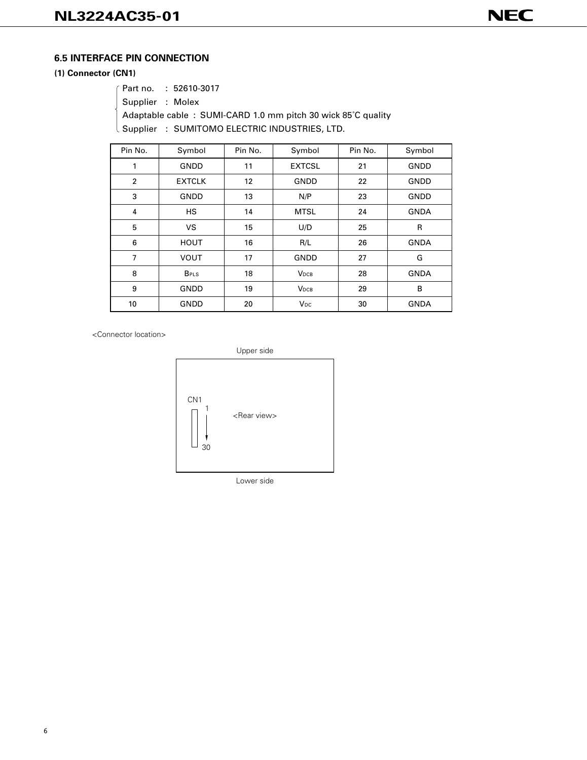## 6.5 INTERFACE PIN CONNECTION

**(1) Connector (CN1)**

- Part no. : 52610-3017
- Supplier : Molex
- Adaptable cable : SUMI-CARD 1.0 mm pitch 30 wick 85˚C quality
- Supplier : SUMITOMO ELECTRIC INDUSTRIES, LTD.

| Pin No. | Symbol | Pin No. | Symbol | Pin No. | Symbol |
|---|---|---|---|---|---|
| 1 | GNDD | 11 | EXTCSL | 21 | GNDD |
| 2 | EXTCLK | 12 | GNDD | 22 | GNDD |
| 3 | GNDD | 13 | N/P | 23 | GNDD |
| 4 | HS | 14 | MTSL | 24 | GNDA |
| 5 | VS | 15 | U/D | 25 | R |
| 6 | HOUT | 16 | R/L | 26 | GNDA |
| 7 | VOUT | 17 | GNDD | 27 | G |
| 8 | $B_{PLS}$ | 18 | $V_{DCB}$ | 28 | GNDA |
| 9 | GNDD | 19 | $V_{DCB}$ | 29 | B |
| 10 | GNDD | 20 | $V_{DC}$ | 30 | GNDA |

<Connector location>

Upper side

CN1 1 → 30 <Rear view>

Lower side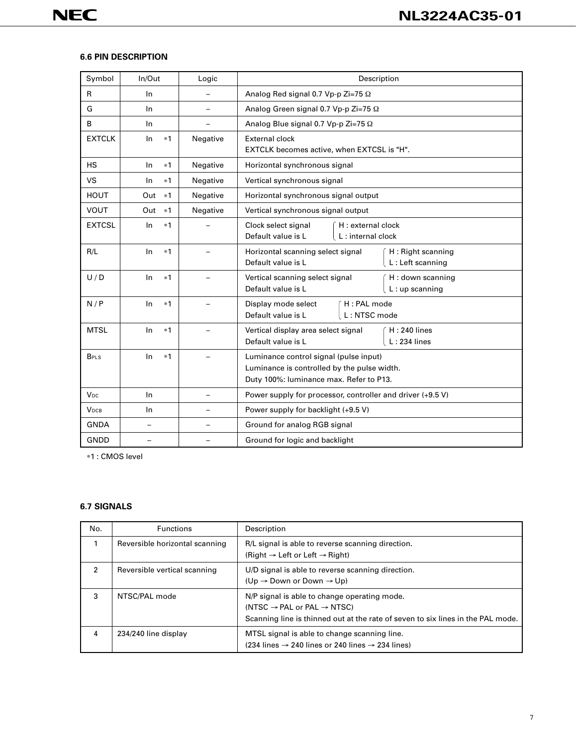### 6.6 PIN DESCRIPTION

| Symbol | In/Out | Logic | Description |
|---|---|---|---|
| R | In | – | Analog Red signal 0.7 Vp-p Zi=75 Ω |
| G | In | – | Analog Green signal 0.7 Vp-p Zi=75 Ω |
| B | In | – | Analog Blue signal 0.7 Vp-p Zi=75 Ω |
| EXTCLK | In ∗1 | Negative | External clock<br>EXTCLK becomes active, when EXTCSL is "H". |
| HS | In ∗1 | Negative | Horizontal synchronous signal |
| VS | In ∗1 | Negative | Vertical synchronous signal |
| HOUT | Out ∗1 | Negative | Horizontal synchronous signal output |
| VOUT | Out ∗1 | Negative | Vertical synchronous signal output |
| EXTCSL | In ∗1 | – | Clock select signal { H : external clock<br>Default value is L { L : internal clock |
| R/L | In ∗1 | – | Horizontal scanning select signal { H : Right scanning<br>Default value is L { L : Left scanning |
| U / D | In ∗1 | – | Vertical scanning select signal { H : down scanning<br>Default value is L { L : up scanning |
| N / P | In ∗1 | – | Display mode select { H : PAL mode<br>Default value is L { L : NTSC mode |
| MTSL | In ∗1 | – | Vertical display area select signal { H : 240 lines<br>Default value is L { L : 234 lines |
| $B_{PLS}$ | In ∗1 | – | Luminance control signal (pulse input)<br>Luminance is controlled by the pulse width.<br>Duty 100%: luminance max. Refer to P13. |
| $V_{DC}$ | In | – | Power supply for processor, controller and driver (+9.5 V) |
| $V_{DCB}$ | In | – | Power supply for backlight (+9.5 V) |
| GNDA | – | – | Ground for analog RGB signal |
| GNDD | – | – | Ground for logic and backlight |

∗1 : CMOS level

### 6.7 SIGNALS

| No. | Functions | Description |
|---|---|---|
| 1 | Reversible horizontal scanning | R/L signal is able to reverse scanning direction.<br>(Right → Left or Left → Right) |
| 2 | Reversible vertical scanning | U/D signal is able to reverse scanning direction.<br>(Up → Down or Down → Up) |
| 3 | NTSC/PAL mode | N/P signal is able to change operating mode.<br>(NTSC → PAL or PAL → NTSC)<br>Scanning line is thinned out at the rate of seven to six lines in the PAL mode. |
| 4 | 234/240 line display | MTSL signal is able to change scanning line.<br>(234 lines → 240 lines or 240 lines → 234 lines) |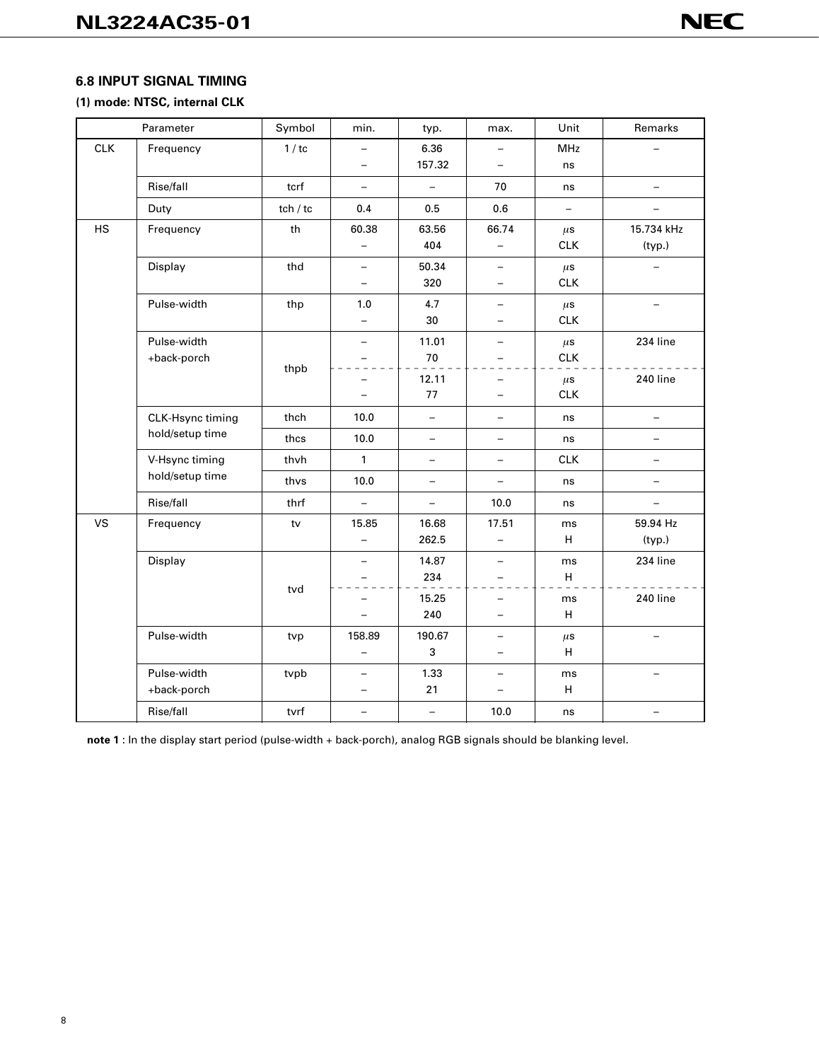## 6.8 INPUT SIGNAL TIMING

**(1) mode: NTSC, internal CLK**

| Parameter | | Symbol | min. | typ. | max. | Unit | Remarks |
|---|---|---|---|---|---|---|---|
| CLK | Frequency | 1 / tc | –<br>– | 6.36<br>157.32 | –<br>– | MHz<br>ns | – |
| | Rise/fall | tcrf | – | – | 70 | ns | – |
| | Duty | tch / tc | 0.4 | 0.5 | 0.6 | – | – |
| HS | Frequency | th | 60.38<br>– | 63.56<br>404 | 66.74<br>– | μs<br>CLK | 15.734 kHz<br>(typ.) |
| | Display | thd | –<br>– | 50.34<br>320 | –<br>– | μs<br>CLK | – |
| | Pulse-width | thp | 1.0<br>– | 4.7<br>30 | –<br>– | μs<br>CLK | – |
| | Pulse-width +back-porch | thpb | –<br>– | 11.01<br>70 | –<br>– | μs<br>CLK | 234 line |
| | | | –<br>– | 12.11<br>77 | –<br>– | μs<br>CLK | 240 line |
| | CLK-Hsync timing hold/setup time | thch | 10.0 | – | – | ns | – |
| | | thcs | 10.0 | – | – | ns | – |
| | V-Hsync timing hold/setup time | thvh | 1 | – | – | CLK | – |
| | | thvs | 10.0 | – | – | ns | – |
| | Rise/fall | thrf | – | – | 10.0 | ns | – |
| VS | Frequency | tv | 15.85<br>– | 16.68<br>262.5 | 17.51<br>– | ms<br>H | 59.94 Hz<br>(typ.) |
| | Display | tvd | –<br>– | 14.87<br>234 | –<br>– | ms<br>H | 234 line |
| | | | –<br>– | 15.25<br>240 | –<br>– | ms<br>H | 240 line |
| | Pulse-width | tvp | 158.89<br>– | 190.67<br>3 | –<br>– | μs<br>H | – |
| | Pulse-width +back-porch | tvpb | –<br>– | 1.33<br>21 | –<br>– | ms<br>H | – |
| | Rise/fall | tvrf | – | – | 10.0 | ns | – |

**note 1** : In the display start period (pulse-width + back-porch), analog RGB signals should be blanking level.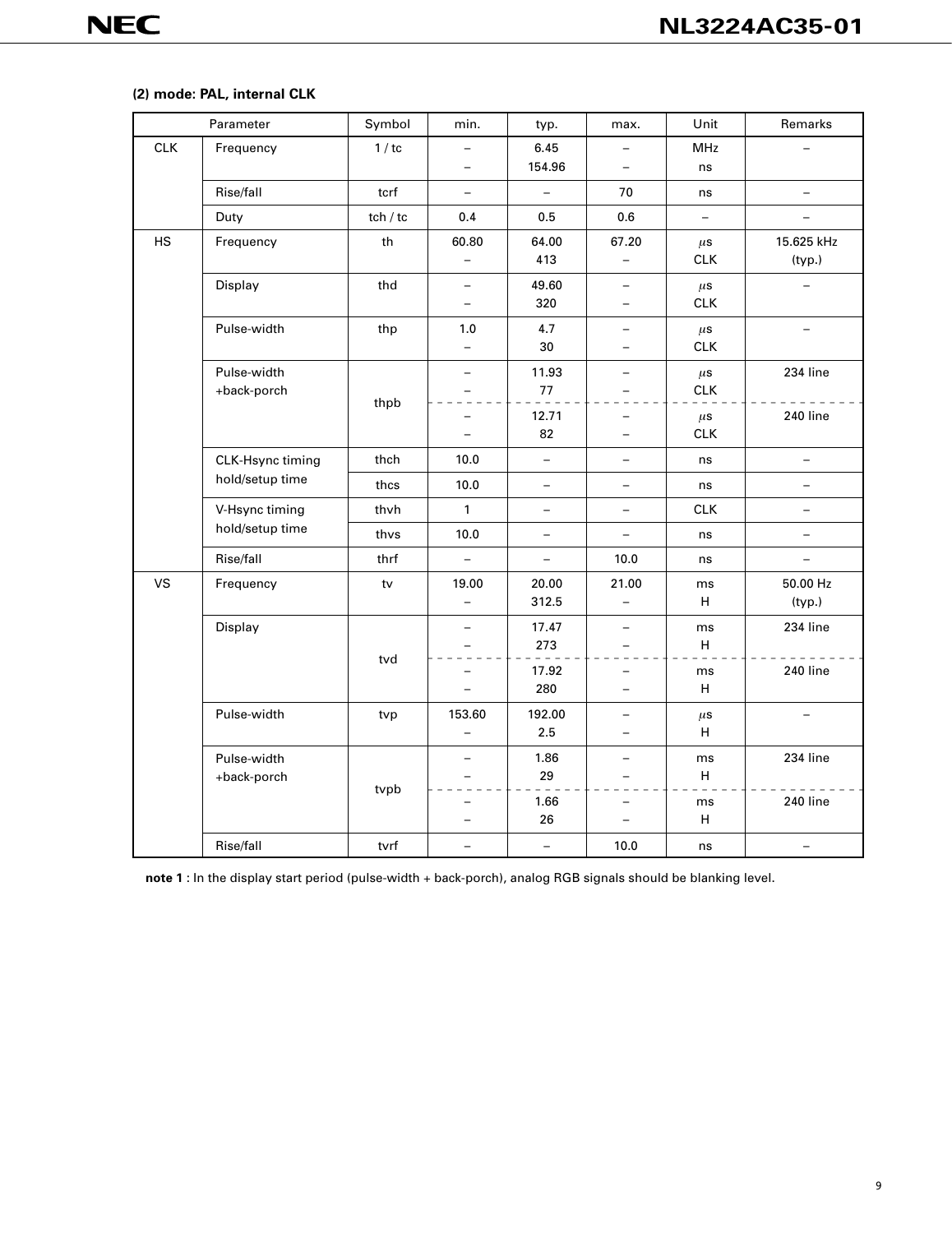### (2) mode: PAL, internal CLK

| Parameter | | Symbol | min. | typ. | max. | Unit | Remarks |
|---|---|---|---|---|---|---|---|
| CLK | Frequency | 1 / tc | –<br>– | 6.45<br>154.96 | –<br>– | MHz<br>ns | – |
| | Rise/fall | tcrf | – | – | 70 | ns | – |
| | Duty | tch / tc | 0.4 | 0.5 | 0.6 | – | – |
| HS | Frequency | th | 60.80<br>– | 64.00<br>413 | 67.20<br>– | μs<br>CLK | 15.625 kHz<br>(typ.) |
| | Display | thd | –<br>– | 49.60<br>320 | –<br>– | μs<br>CLK | – |
| | Pulse-width | thp | 1.0<br>– | 4.7<br>30 | –<br>– | μs<br>CLK | – |
| | Pulse-width<br>+back-porch | thpb | –<br>– | 11.93<br>77 | –<br>– | μs<br>CLK | 234 line |
| | | | –<br>– | 12.71<br>82 | –<br>– | μs<br>CLK | 240 line |
| | CLK-Hsync timing<br>hold/setup time | thch | 10.0 | – | – | ns | – |
| | | thcs | 10.0 | – | – | ns | – |
| | V-Hsync timing<br>hold/setup time | thvh | 1 | – | – | CLK | – |
| | | thvs | 10.0 | – | – | ns | – |
| | Rise/fall | thrf | – | – | 10.0 | ns | – |
| VS | Frequency | tv | 19.00<br>– | 20.00<br>312.5 | 21.00<br>– | ms<br>H | 50.00 Hz<br>(typ.) |
| | Display | tvd | –<br>– | 17.47<br>273 | –<br>– | ms<br>H | 234 line |
| | | | –<br>– | 17.92<br>280 | –<br>– | ms<br>H | 240 line |
| | Pulse-width | tvp | 153.60<br>– | 192.00<br>2.5 | –<br>– | μs<br>H | – |
| | Pulse-width<br>+back-porch | tvpb | –<br>– | 1.86<br>29 | –<br>– | ms<br>H | 234 line |
| | | | –<br>– | 1.66<br>26 | –<br>– | ms<br>H | 240 line |
| | Rise/fall | tvrf | – | – | 10.0 | ns | – |

**note 1** : In the display start period (pulse-width + back-porch), analog RGB signals should be blanking level.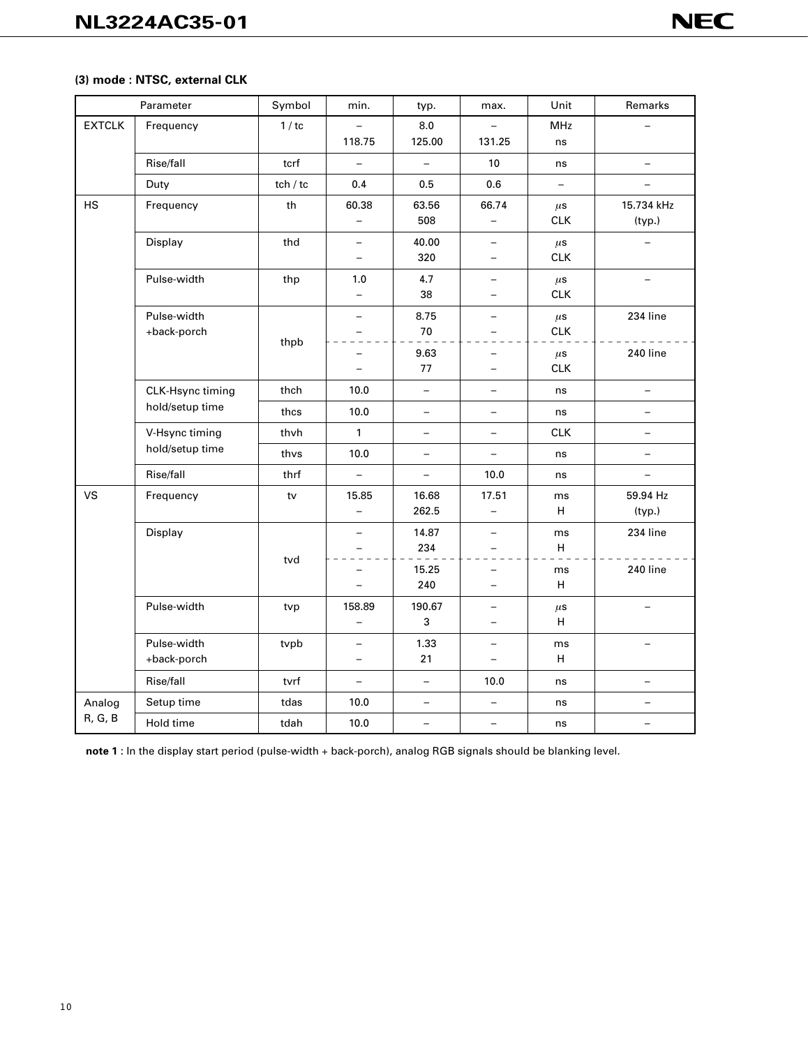### (3) mode : NTSC, external CLK

| Parameter | | Symbol | min. | typ. | max. | Unit | Remarks |
|---|---|---|---|---|---|---|---|
| EXTCLK | Frequency | 1 / tc | –<br>118.75 | 8.0<br>125.00 | –<br>131.25 | MHz<br>ns | – |
| | Rise/fall | tcrf | – | – | 10 | ns | – |
| | Duty | tch / tc | 0.4 | 0.5 | 0.6 | – | – |
| HS | Frequency | th | 60.38<br>– | 63.56<br>508 | 66.74<br>– | μs<br>CLK | 15.734 kHz<br>(typ.) |
| | Display | thd | –<br>– | 40.00<br>320 | –<br>– | μs<br>CLK | – |
| | Pulse-width | thp | 1.0<br>– | 4.7<br>38 | –<br>– | μs<br>CLK | – |
| | Pulse-width<br>+back-porch | thpb | –<br>– | 8.75<br>70 | –<br>– | μs<br>CLK | 234 line |
| | | | –<br>– | 9.63<br>77 | –<br>– | μs<br>CLK | 240 line |
| | CLK-Hsync timing<br>hold/setup time | thch | 10.0 | – | – | ns | – |
| | | thcs | 10.0 | – | – | ns | – |
| | V-Hsync timing<br>hold/setup time | thvh | 1 | – | – | CLK | – |
| | | thvs | 10.0 | – | – | ns | – |
| | Rise/fall | thrf | – | – | 10.0 | ns | – |
| VS | Frequency | tv | 15.85<br>– | 16.68<br>262.5 | 17.51<br>– | ms<br>H | 59.94 Hz<br>(typ.) |
| | Display | tvd | –<br>– | 14.87<br>234 | –<br>– | ms<br>H | 234 line |
| | | | –<br>– | 15.25<br>240 | –<br>– | ms<br>H | 240 line |
| | Pulse-width | tvp | 158.89<br>– | 190.67<br>3 | –<br>– | μs<br>H | – |
| | Pulse-width<br>+back-porch | tvpb | –<br>– | 1.33<br>21 | –<br>– | ms<br>H | – |
| | Rise/fall | tvrf | – | – | 10.0 | ns | – |
| Analog<br>R, G, B | Setup time | tdas | 10.0 | – | – | ns | – |
| | Hold time | tdah | 10.0 | – | – | ns | – |

**note 1** : In the display start period (pulse-width + back-porch), analog RGB signals should be blanking level.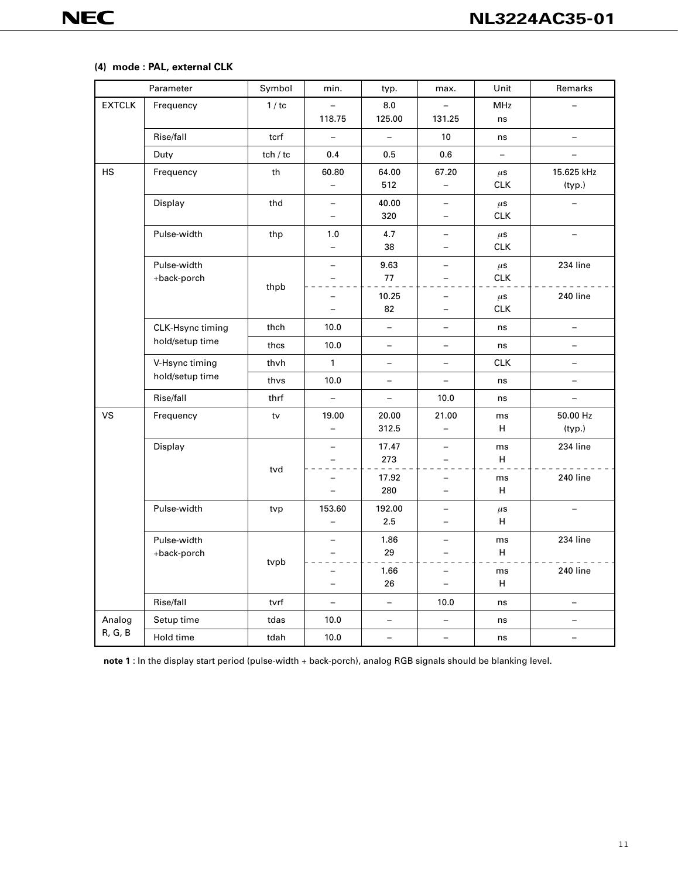**(4) mode : PAL, external CLK**

| Parameter | | Symbol | min. | typ. | max. | Unit | Remarks |
|---|---|---|---|---|---|---|---|
| EXTCLK | Frequency | 1 / tc | –<br>118.75 | 8.0<br>125.00 | –<br>131.25 | MHz<br>ns | – |
| | Rise/fall | tcrf | – | – | 10 | ns | – |
| | Duty | tch / tc | 0.4 | 0.5 | 0.6 | – | – |
| HS | Frequency | th | 60.80<br>– | 64.00<br>512 | 67.20<br>– | μs<br>CLK | 15.625 kHz<br>(typ.) |
| | Display | thd | –<br>– | 40.00<br>320 | –<br>– | μs<br>CLK | – |
| | Pulse-width | thp | 1.0<br>– | 4.7<br>38 | –<br>– | μs<br>CLK | – |
| | Pulse-width<br>+back-porch | thpb | –<br>– | 9.63<br>77 | –<br>– | μs<br>CLK | 234 line |
| | | | –<br>– | 10.25<br>82 | –<br>– | μs<br>CLK | 240 line |
| | CLK-Hsync timing<br>hold/setup time | thch | 10.0 | – | – | ns | – |
| | | thcs | 10.0 | – | – | ns | – |
| | V-Hsync timing<br>hold/setup time | thvh | 1 | – | – | CLK | – |
| | | thvs | 10.0 | – | – | ns | – |
| | Rise/fall | thrf | – | – | 10.0 | ns | – |
| VS | Frequency | tv | 19.00<br>– | 20.00<br>312.5 | 21.00<br>– | ms<br>H | 50.00 Hz<br>(typ.) |
| | Display | tvd | –<br>– | 17.47<br>273 | –<br>– | ms<br>H | 234 line |
| | | | –<br>– | 17.92<br>280 | –<br>– | ms<br>H | 240 line |
| | Pulse-width | tvp | 153.60<br>– | 192.00<br>2.5 | –<br>– | μs<br>H | – |
| | Pulse-width<br>+back-porch | tvpb | –<br>– | 1.86<br>29 | –<br>– | ms<br>H | 234 line |
| | | | –<br>– | 1.66<br>26 | –<br>– | ms<br>H | 240 line |
| | Rise/fall | tvrf | – | – | 10.0 | ns | – |
| Analog<br>R, G, B | Setup time | tdas | 10.0 | – | – | ns | – |
| | Hold time | tdah | 10.0 | – | – | ns | – |

**note 1** : In the display start period (pulse-width + back-porch), analog RGB signals should be blanking level.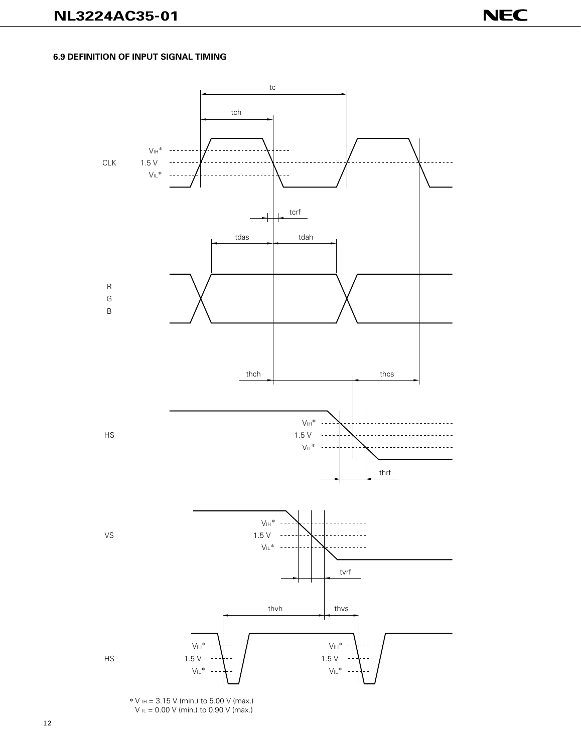### 6.9 DEFINITION OF INPUT SIGNAL TIMING

tc

tch

CLK

$V_{IH}$*

1.5 V

$V_{IL}$*

tcrf

tdas

tdah

R

G

B

thch

thcs

HS

$V_{IH}$*

1.5 V

$V_{IL}$*

thrf

VS

$V_{IH}$*

1.5 V

$V_{IL}$*

tvrf

thvh

thvs

HS

$V_{IH}$*

1.5 V

$V_{IL}$*

$V_{IH}$*

1.5 V

$V_{IL}$*

* $V_{IH}$ = 3.15 V (min.) to 5.00 V (max.)
  $V_{IL}$ = 0.00 V (min.) to 0.90 V (max.)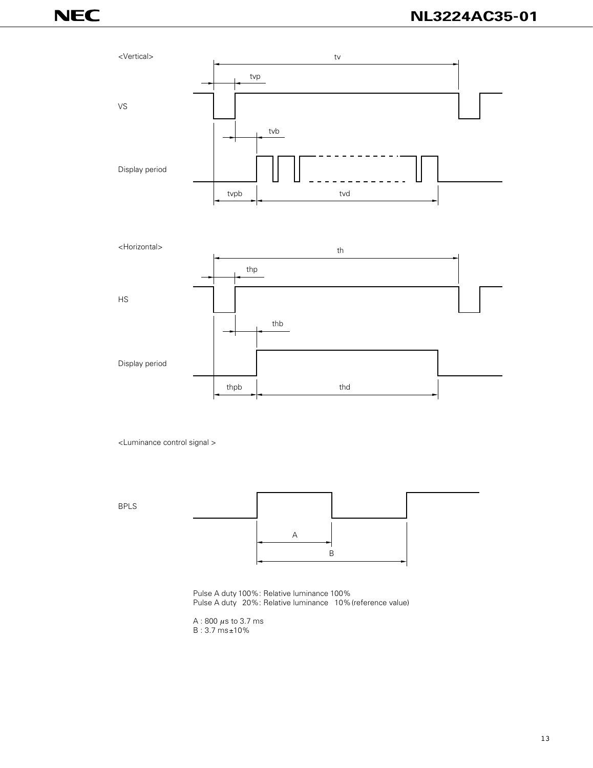<Vertical>

tv

tvp

VS

tvb

Display period

tvpb

tvd

<Horizontal>

th

thp

HS

thb

Display period

thpb

thd

<Luminance control signal >

BPLS

A

B

Pulse A duty 100%: Relative luminance 100%
Pulse A duty 20%: Relative luminance 10% (reference value)

A : 800 $\mu$s to 3.7 ms
B : 3.7 ms±10%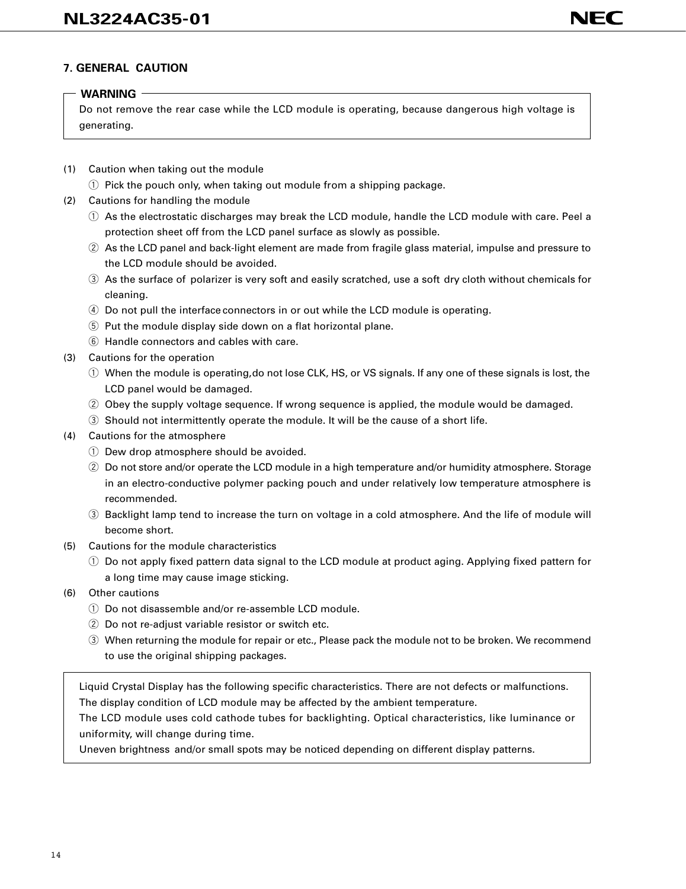## 7. GENERAL CAUTION

> **WARNING**
>
> Do not remove the rear case while the LCD module is operating, because dangerous high voltage is generating.

(1) Caution when taking out the module

① Pick the pouch only, when taking out module from a shipping package.

(2) Cautions for handling the module

① As the electrostatic discharges may break the LCD module, handle the LCD module with care. Peel a protection sheet off from the LCD panel surface as slowly as possible.

② As the LCD panel and back-light element are made from fragile glass material, impulse and pressure to the LCD module should be avoided.

③ As the surface of polarizer is very soft and easily scratched, use a soft dry cloth without chemicals for cleaning.

④ Do not pull the interface connectors in or out while the LCD module is operating.

⑤ Put the module display side down on a flat horizontal plane.

⑥ Handle connectors and cables with care.

(3) Cautions for the operation

① When the module is operating,do not lose CLK, HS, or VS signals. If any one of these signals is lost, the LCD panel would be damaged.

② Obey the supply voltage sequence. If wrong sequence is applied, the module would be damaged.

③ Should not intermittently operate the module. It will be the cause of a short life.

(4) Cautions for the atmosphere

① Dew drop atmosphere should be avoided.

② Do not store and/or operate the LCD module in a high temperature and/or humidity atmosphere. Storage in an electro-conductive polymer packing pouch and under relatively low temperature atmosphere is recommended.

③ Backlight lamp tend to increase the turn on voltage in a cold atmosphere. And the life of module will become short.

(5) Cautions for the module characteristics

① Do not apply fixed pattern data signal to the LCD module at product aging. Applying fixed pattern for a long time may cause image sticking.

(6) Other cautions

① Do not disassemble and/or re-assemble LCD module.

② Do not re-adjust variable resistor or switch etc.

③ When returning the module for repair or etc., Please pack the module not to be broken. We recommend to use the original shipping packages.

> Liquid Crystal Display has the following specific characteristics. There are not defects or malfunctions.
> The display condition of LCD module may be affected by the ambient temperature.
> The LCD module uses cold cathode tubes for backlighting. Optical characteristics, like luminance or uniformity, will change during time.
> Uneven brightness and/or small spots may be noticed depending on different display patterns.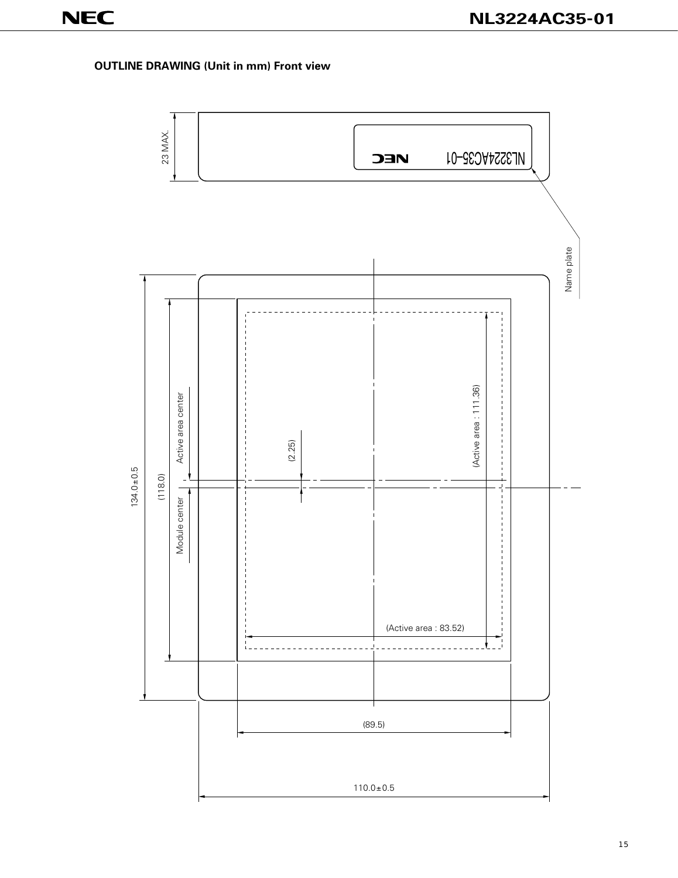**OUTLINE DRAWING (Unit in mm) Front view**

23 MAX.

NL3224AC35-01

NEC

Name plate

134.0±0.5

(118.0)

Active area center

Module center

(2.25)

(Active area : 111.36)

(Active area : 83.52)

(89.5)

110.0±0.5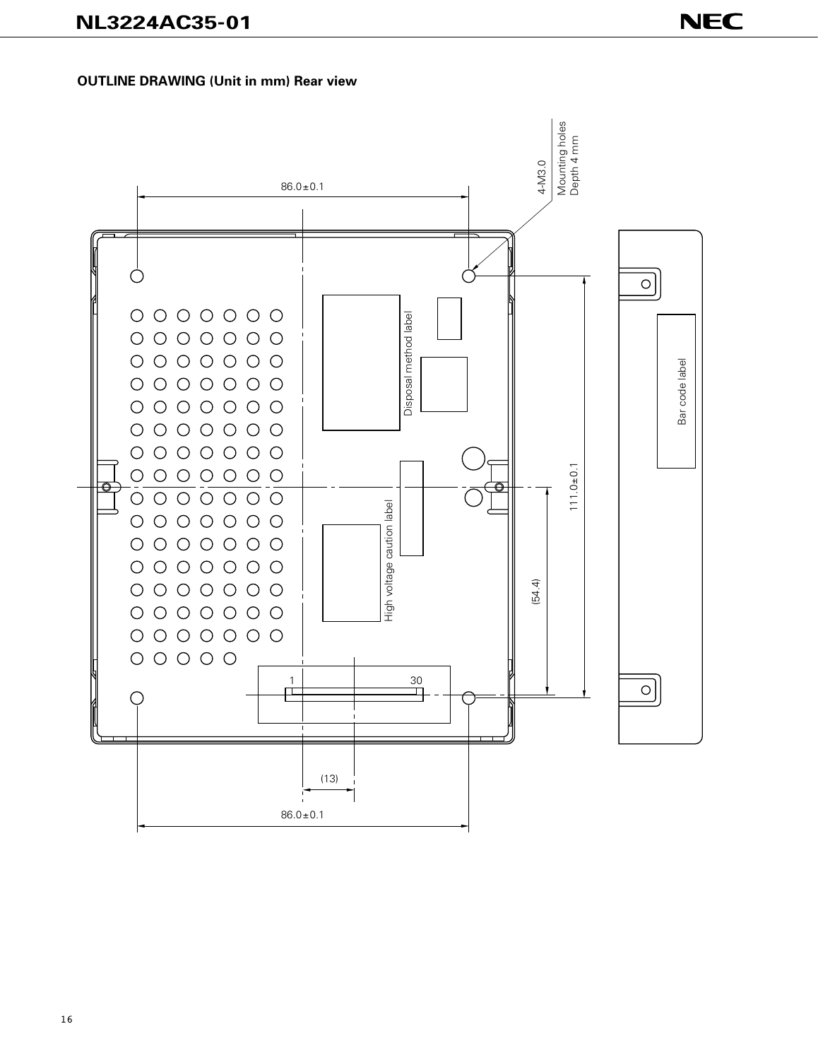**OUTLINE DRAWING (Unit in mm) Rear view**

86.0±0.1

4-M3.0

Mounting holes
Depth 4 mm

Disposal method label

High voltage caution label

Bar code label

111.0±0.1

(54.4)

1

30

(13)

86.0±0.1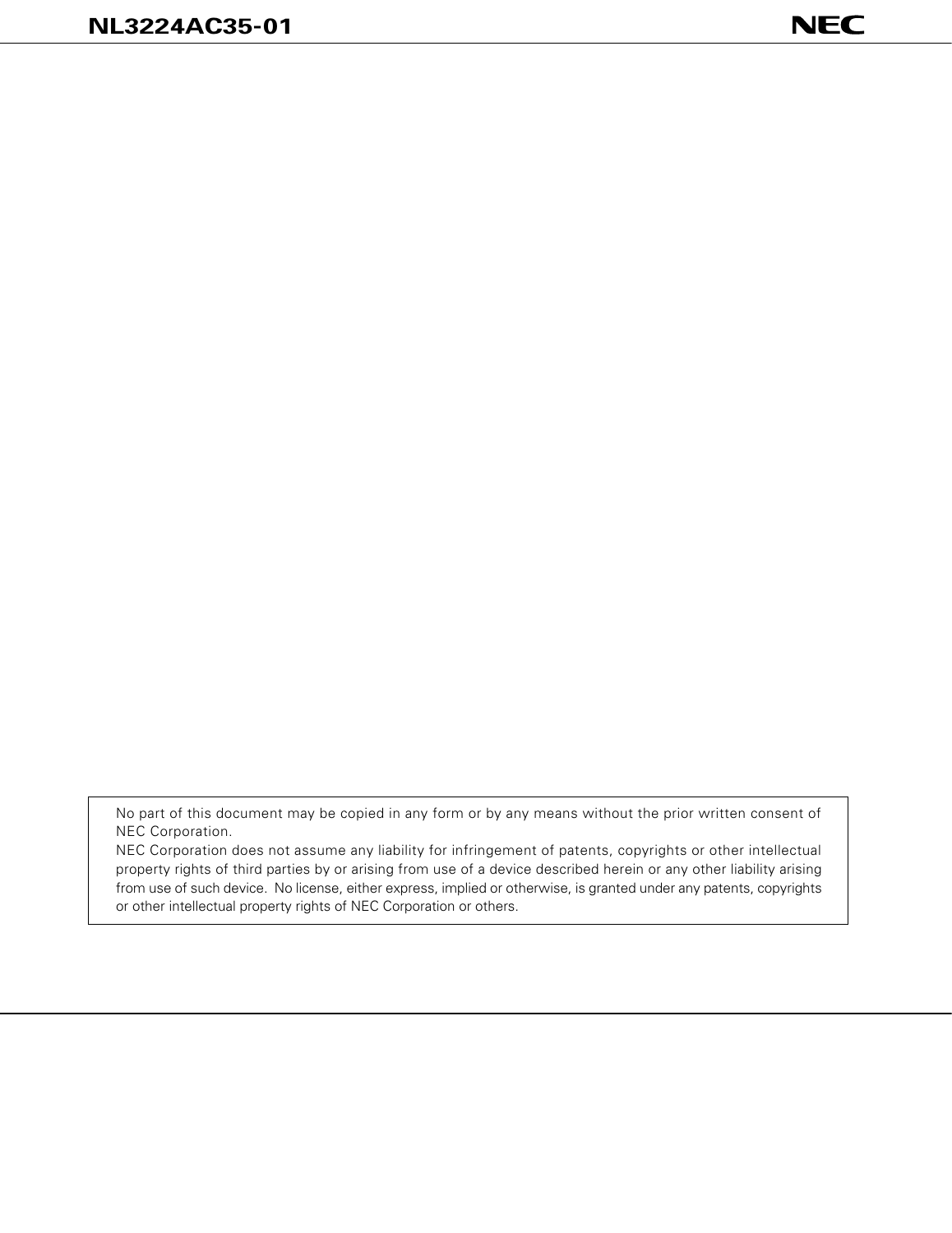No part of this document may be copied in any form or by any means without the prior written consent of NEC Corporation.
NEC Corporation does not assume any liability for infringement of patents, copyrights or other intellectual property rights of third parties by or arising from use of a device described herein or any other liability arising from use of such device. No license, either express, implied or otherwise, is granted under any patents, copyrights or other intellectual property rights of NEC Corporation or others.